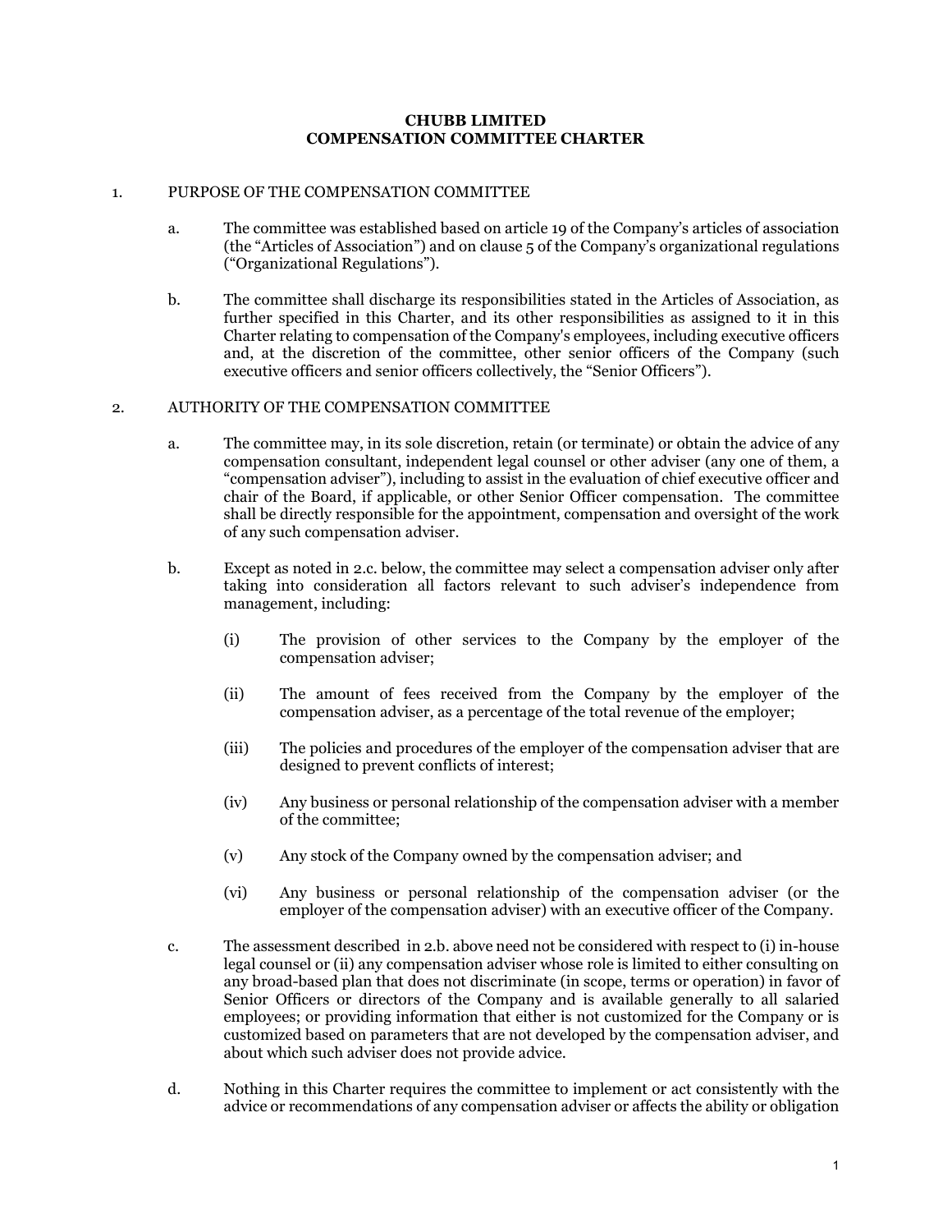# CHUBB LIMITED
# COMPENSATION COMMITTEE CHARTER

1. PURPOSE OF THE COMPENSATION COMMITTEE

   a. The committee was established based on article 19 of the Company's articles of association (the "Articles of Association") and on clause 5 of the Company's organizational regulations ("Organizational Regulations").

   b. The committee shall discharge its responsibilities stated in the Articles of Association, as further specified in this Charter, and its other responsibilities as assigned to it in this Charter relating to compensation of the Company's employees, including executive officers and, at the discretion of the committee, other senior officers of the Company (such executive officers and senior officers collectively, the "Senior Officers").

2. AUTHORITY OF THE COMPENSATION COMMITTEE

   a. The committee may, in its sole discretion, retain (or terminate) or obtain the advice of any compensation consultant, independent legal counsel or other adviser (any one of them, a "compensation adviser"), including to assist in the evaluation of chief executive officer and chair of the Board, if applicable, or other Senior Officer compensation. The committee shall be directly responsible for the appointment, compensation and oversight of the work of any such compensation adviser.

   b. Except as noted in 2.c. below, the committee may select a compensation adviser only after taking into consideration all factors relevant to such adviser's independence from management, including:

      (i) The provision of other services to the Company by the employer of the compensation adviser;

      (ii) The amount of fees received from the Company by the employer of the compensation adviser, as a percentage of the total revenue of the employer;

      (iii) The policies and procedures of the employer of the compensation adviser that are designed to prevent conflicts of interest;

      (iv) Any business or personal relationship of the compensation adviser with a member of the committee;

      (v) Any stock of the Company owned by the compensation adviser; and

      (vi) Any business or personal relationship of the compensation adviser (or the employer of the compensation adviser) with an executive officer of the Company.

   c. The assessment described in 2.b. above need not be considered with respect to (i) in-house legal counsel or (ii) any compensation adviser whose role is limited to either consulting on any broad-based plan that does not discriminate (in scope, terms or operation) in favor of Senior Officers or directors of the Company and is available generally to all salaried employees; or providing information that either is not customized for the Company or is customized based on parameters that are not developed by the compensation adviser, and about which such adviser does not provide advice.

   d. Nothing in this Charter requires the committee to implement or act consistently with the advice or recommendations of any compensation adviser or affects the ability or obligation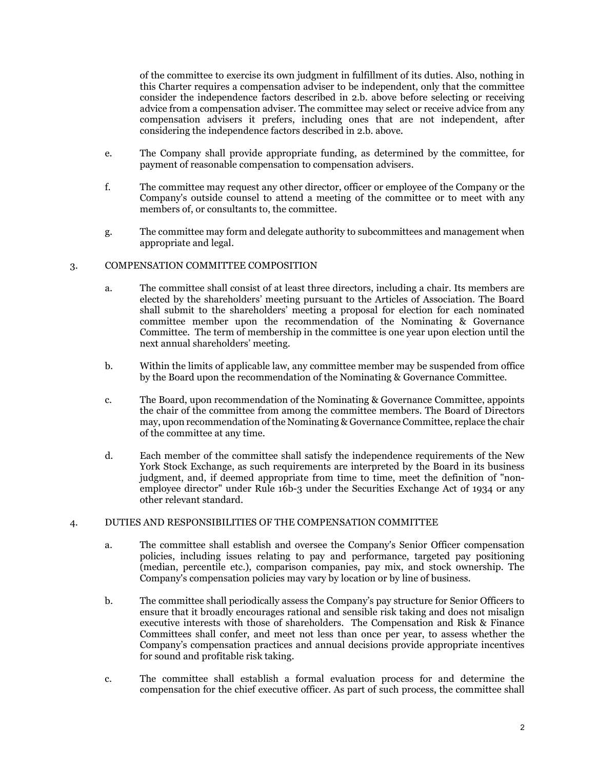of the committee to exercise its own judgment in fulfillment of its duties. Also, nothing in this Charter requires a compensation adviser to be independent, only that the committee consider the independence factors described in 2.b. above before selecting or receiving advice from a compensation adviser. The committee may select or receive advice from any compensation advisers it prefers, including ones that are not independent, after considering the independence factors described in 2.b. above.

e. The Company shall provide appropriate funding, as determined by the committee, for payment of reasonable compensation to compensation advisers.

f. The committee may request any other director, officer or employee of the Company or the Company's outside counsel to attend a meeting of the committee or to meet with any members of, or consultants to, the committee.

g. The committee may form and delegate authority to subcommittees and management when appropriate and legal.

3. COMPENSATION COMMITTEE COMPOSITION

a. The committee shall consist of at least three directors, including a chair. Its members are elected by the shareholders' meeting pursuant to the Articles of Association. The Board shall submit to the shareholders' meeting a proposal for election for each nominated committee member upon the recommendation of the Nominating & Governance Committee. The term of membership in the committee is one year upon election until the next annual shareholders' meeting.

b. Within the limits of applicable law, any committee member may be suspended from office by the Board upon the recommendation of the Nominating & Governance Committee.

c. The Board, upon recommendation of the Nominating & Governance Committee, appoints the chair of the committee from among the committee members. The Board of Directors may, upon recommendation of the Nominating & Governance Committee, replace the chair of the committee at any time.

d. Each member of the committee shall satisfy the independence requirements of the New York Stock Exchange, as such requirements are interpreted by the Board in its business judgment, and, if deemed appropriate from time to time, meet the definition of "non-employee director" under Rule 16b-3 under the Securities Exchange Act of 1934 or any other relevant standard.

4. DUTIES AND RESPONSIBILITIES OF THE COMPENSATION COMMITTEE

a. The committee shall establish and oversee the Company's Senior Officer compensation policies, including issues relating to pay and performance, targeted pay positioning (median, percentile etc.), comparison companies, pay mix, and stock ownership. The Company's compensation policies may vary by location or by line of business.

b. The committee shall periodically assess the Company's pay structure for Senior Officers to ensure that it broadly encourages rational and sensible risk taking and does not misalign executive interests with those of shareholders. The Compensation and Risk & Finance Committees shall confer, and meet not less than once per year, to assess whether the Company's compensation practices and annual decisions provide appropriate incentives for sound and profitable risk taking.

c. The committee shall establish a formal evaluation process for and determine the compensation for the chief executive officer. As part of such process, the committee shall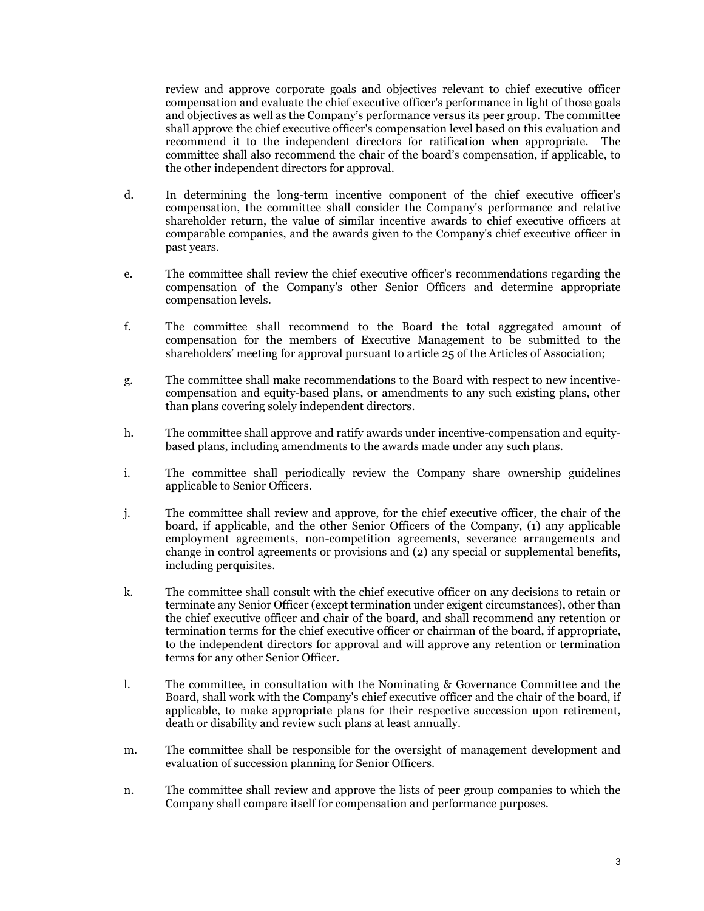review and approve corporate goals and objectives relevant to chief executive officer compensation and evaluate the chief executive officer's performance in light of those goals and objectives as well as the Company's performance versus its peer group. The committee shall approve the chief executive officer's compensation level based on this evaluation and recommend it to the independent directors for ratification when appropriate. The committee shall also recommend the chair of the board's compensation, if applicable, to the other independent directors for approval.

d. In determining the long-term incentive component of the chief executive officer's compensation, the committee shall consider the Company's performance and relative shareholder return, the value of similar incentive awards to chief executive officers at comparable companies, and the awards given to the Company's chief executive officer in past years.

e. The committee shall review the chief executive officer's recommendations regarding the compensation of the Company's other Senior Officers and determine appropriate compensation levels.

f. The committee shall recommend to the Board the total aggregated amount of compensation for the members of Executive Management to be submitted to the shareholders' meeting for approval pursuant to article 25 of the Articles of Association;

g. The committee shall make recommendations to the Board with respect to new incentive-compensation and equity-based plans, or amendments to any such existing plans, other than plans covering solely independent directors.

h. The committee shall approve and ratify awards under incentive-compensation and equity-based plans, including amendments to the awards made under any such plans.

i. The committee shall periodically review the Company share ownership guidelines applicable to Senior Officers.

j. The committee shall review and approve, for the chief executive officer, the chair of the board, if applicable, and the other Senior Officers of the Company, (1) any applicable employment agreements, non-competition agreements, severance arrangements and change in control agreements or provisions and (2) any special or supplemental benefits, including perquisites.

k. The committee shall consult with the chief executive officer on any decisions to retain or terminate any Senior Officer (except termination under exigent circumstances), other than the chief executive officer and chair of the board, and shall recommend any retention or termination terms for the chief executive officer or chairman of the board, if appropriate, to the independent directors for approval and will approve any retention or termination terms for any other Senior Officer.

l. The committee, in consultation with the Nominating & Governance Committee and the Board, shall work with the Company's chief executive officer and the chair of the board, if applicable, to make appropriate plans for their respective succession upon retirement, death or disability and review such plans at least annually.

m. The committee shall be responsible for the oversight of management development and evaluation of succession planning for Senior Officers.

n. The committee shall review and approve the lists of peer group companies to which the Company shall compare itself for compensation and performance purposes.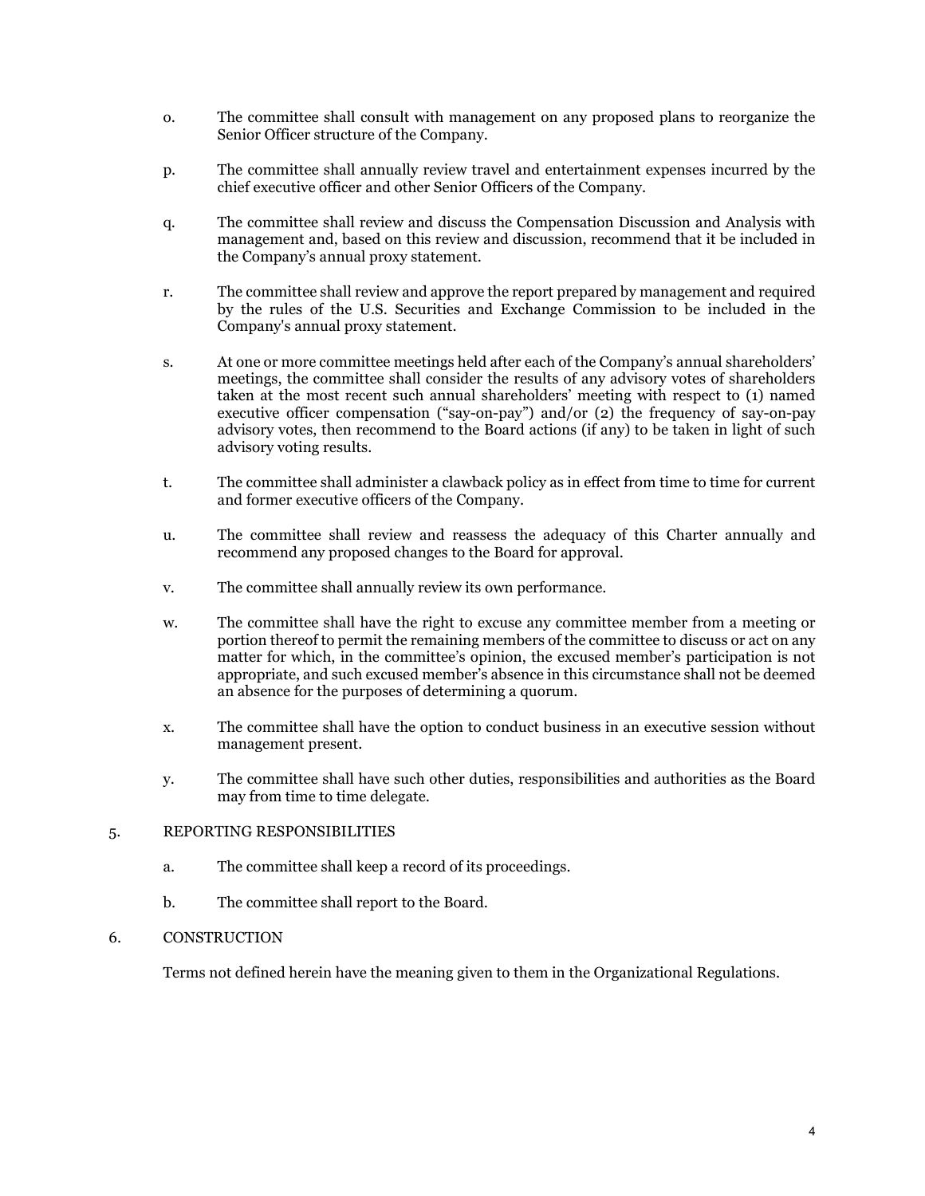o. The committee shall consult with management on any proposed plans to reorganize the Senior Officer structure of the Company.

p. The committee shall annually review travel and entertainment expenses incurred by the chief executive officer and other Senior Officers of the Company.

q. The committee shall review and discuss the Compensation Discussion and Analysis with management and, based on this review and discussion, recommend that it be included in the Company's annual proxy statement.

r. The committee shall review and approve the report prepared by management and required by the rules of the U.S. Securities and Exchange Commission to be included in the Company's annual proxy statement.

s. At one or more committee meetings held after each of the Company's annual shareholders' meetings, the committee shall consider the results of any advisory votes of shareholders taken at the most recent such annual shareholders' meeting with respect to (1) named executive officer compensation ("say-on-pay") and/or (2) the frequency of say-on-pay advisory votes, then recommend to the Board actions (if any) to be taken in light of such advisory voting results.

t. The committee shall administer a clawback policy as in effect from time to time for current and former executive officers of the Company.

u. The committee shall review and reassess the adequacy of this Charter annually and recommend any proposed changes to the Board for approval.

v. The committee shall annually review its own performance.

w. The committee shall have the right to excuse any committee member from a meeting or portion thereof to permit the remaining members of the committee to discuss or act on any matter for which, in the committee's opinion, the excused member's participation is not appropriate, and such excused member's absence in this circumstance shall not be deemed an absence for the purposes of determining a quorum.

x. The committee shall have the option to conduct business in an executive session without management present.

y. The committee shall have such other duties, responsibilities and authorities as the Board may from time to time delegate.

## 5. REPORTING RESPONSIBILITIES

a. The committee shall keep a record of its proceedings.

b. The committee shall report to the Board.

## 6. CONSTRUCTION

Terms not defined herein have the meaning given to them in the Organizational Regulations.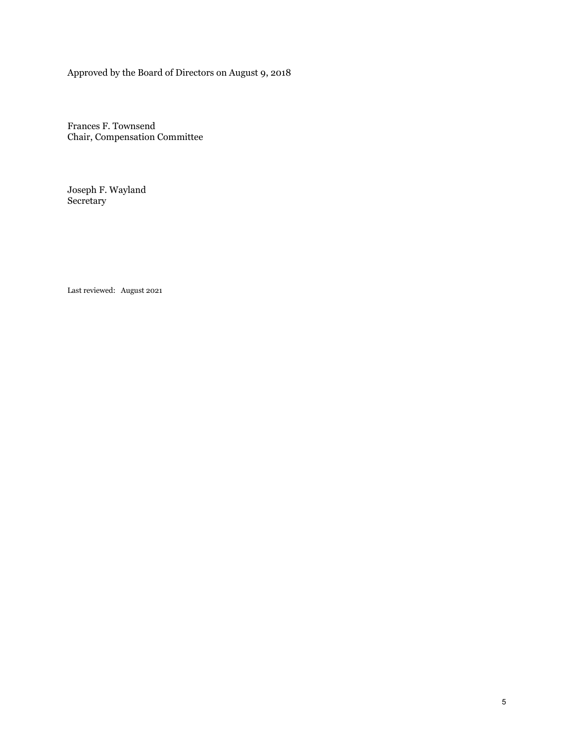Approved by the Board of Directors on August 9, 2018

Frances F. Townsend  
Chair, Compensation Committee

Joseph F. Wayland  
Secretary

Last reviewed: August 2021